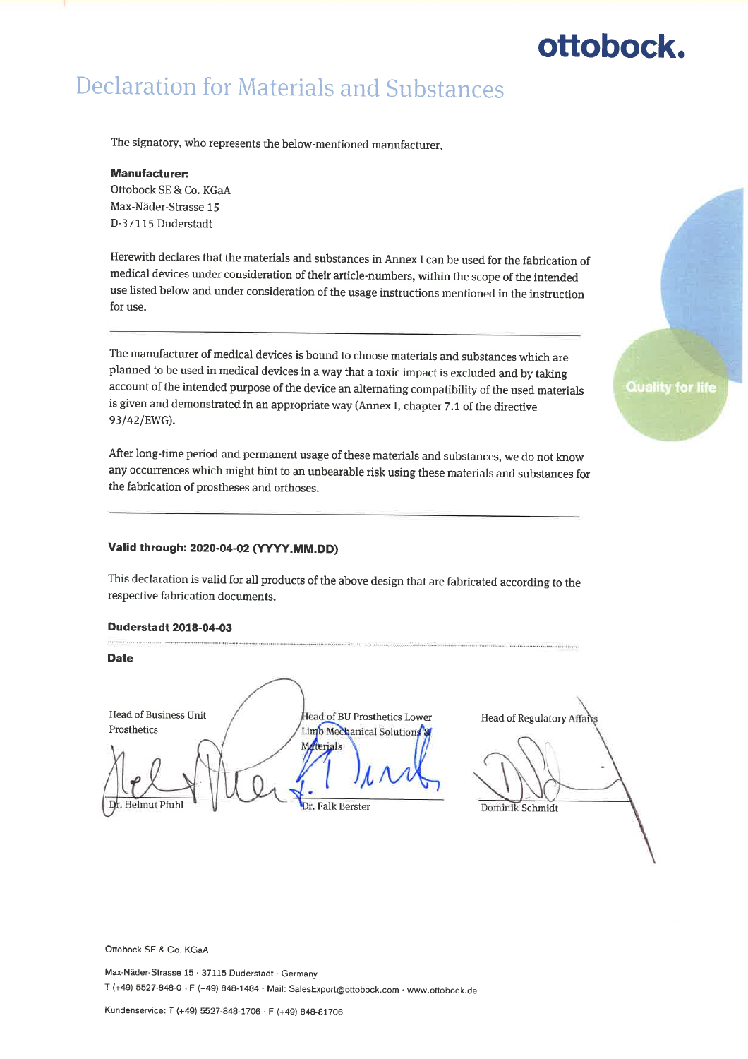ottobock.

# Declaration for Materials and Substances

The signatory, who represents the below-mentioned manufacturer,

**Manufacturer:**
Ottobock SE & Co. KGaA
Max-Näder-Strasse 15
D-37115 Duderstadt

Herewith declares that the materials and substances in Annex I can be used for the fabrication of medical devices under consideration of their article-numbers, within the scope of the intended use listed below and under consideration of the usage instructions mentioned in the instruction for use.

---

The manufacturer of medical devices is bound to choose materials and substances which are planned to be used in medical devices in a way that a toxic impact is excluded and by taking account of the intended purpose of the device an alternating compatibility of the used materials is given and demonstrated in an appropriate way (Annex I, chapter 7.1 of the directive 93/42/EWG).

After long-time period and permanent usage of these materials and substances, we do not know any occurrences which might hint to an unbearable risk using these materials and substances for the fabrication of prostheses and orthoses.

---

**Valid through: 2020-04-02 (YYYY.MM.DD)**

This declaration is valid for all products of the above design that are fabricated according to the respective fabrication documents.

**Duderstadt 2018-04-03**

**Date**

| Head of Business Unit Prosthetics | Head of BU Prosthetics Lower Limb Mechanical Solutions & Materials | Head of Regulatory Affairs |
|---|---|---|
| Dr. Helmut Pfuhl | Dr. Falk Berster | Dominik Schmidt |

Ottobock SE & Co. KGaA

Max-Näder-Strasse 15 · 37115 Duderstadt · Germany
T (+49) 5527-848-0 · F (+49) 848-1484 · Mail: SalesExport@ottobock.com · www.ottobock.de

Kundenservice: T (+49) 5527-848-1706 · F (+49) 848-81706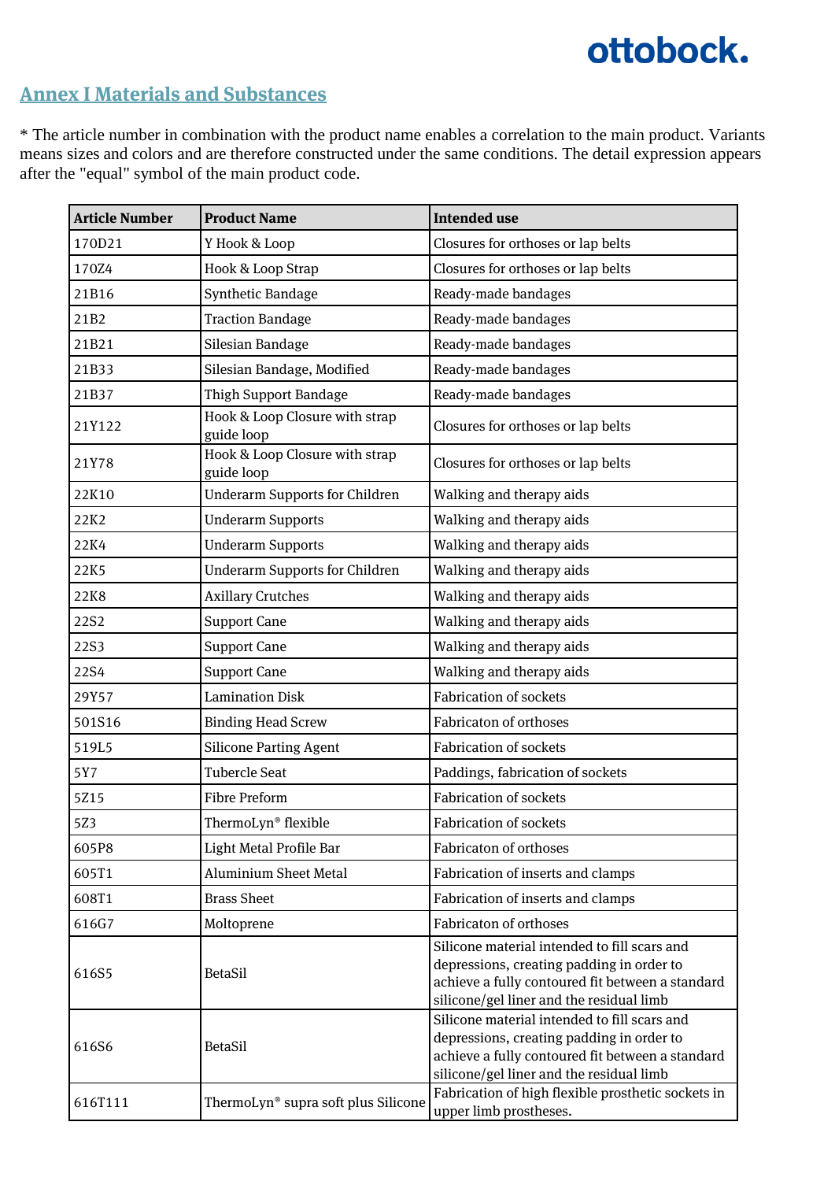## Annex I Materials and Substances

* The article number in combination with the product name enables a correlation to the main product. Variants means sizes and colors and are therefore constructed under the same conditions. The detail expression appears after the "equal" symbol of the main product code.

| Article Number | Product Name | Intended use |
|---|---|---|
| 170D21 | Y Hook & Loop | Closures for orthoses or lap belts |
| 170Z4 | Hook & Loop Strap | Closures for orthoses or lap belts |
| 21B16 | Synthetic Bandage | Ready-made bandages |
| 21B2 | Traction Bandage | Ready-made bandages |
| 21B21 | Silesian Bandage | Ready-made bandages |
| 21B33 | Silesian Bandage, Modified | Ready-made bandages |
| 21B37 | Thigh Support Bandage | Ready-made bandages |
| 21Y122 | Hook & Loop Closure with strap guide loop | Closures for orthoses or lap belts |
| 21Y78 | Hook & Loop Closure with strap guide loop | Closures for orthoses or lap belts |
| 22K10 | Underarm Supports for Children | Walking and therapy aids |
| 22K2 | Underarm Supports | Walking and therapy aids |
| 22K4 | Underarm Supports | Walking and therapy aids |
| 22K5 | Underarm Supports for Children | Walking and therapy aids |
| 22K8 | Axillary Crutches | Walking and therapy aids |
| 22S2 | Support Cane | Walking and therapy aids |
| 22S3 | Support Cane | Walking and therapy aids |
| 22S4 | Support Cane | Walking and therapy aids |
| 29Y57 | Lamination Disk | Fabrication of sockets |
| 501S16 | Binding Head Screw | Fabricaton of orthoses |
| 519L5 | Silicone Parting Agent | Fabrication of sockets |
| 5Y7 | Tubercle Seat | Paddings, fabrication of sockets |
| 5Z15 | Fibre Preform | Fabrication of sockets |
| 5Z3 | ThermoLyn® flexible | Fabrication of sockets |
| 605P8 | Light Metal Profile Bar | Fabricaton of orthoses |
| 605T1 | Aluminium Sheet Metal | Fabrication of inserts and clamps |
| 608T1 | Brass Sheet | Fabrication of inserts and clamps |
| 616G7 | Moltoprene | Fabricaton of orthoses |
| 616S5 | BetaSil | Silicone material intended to fill scars and depressions, creating padding in order to achieve a fully contoured fit between a standard silicone/gel liner and the residual limb |
| 616S6 | BetaSil | Silicone material intended to fill scars and depressions, creating padding in order to achieve a fully contoured fit between a standard silicone/gel liner and the residual limb |
| 616T111 | ThermoLyn® supra soft plus Silicone | Fabrication of high flexible prosthetic sockets in upper limb prostheses. |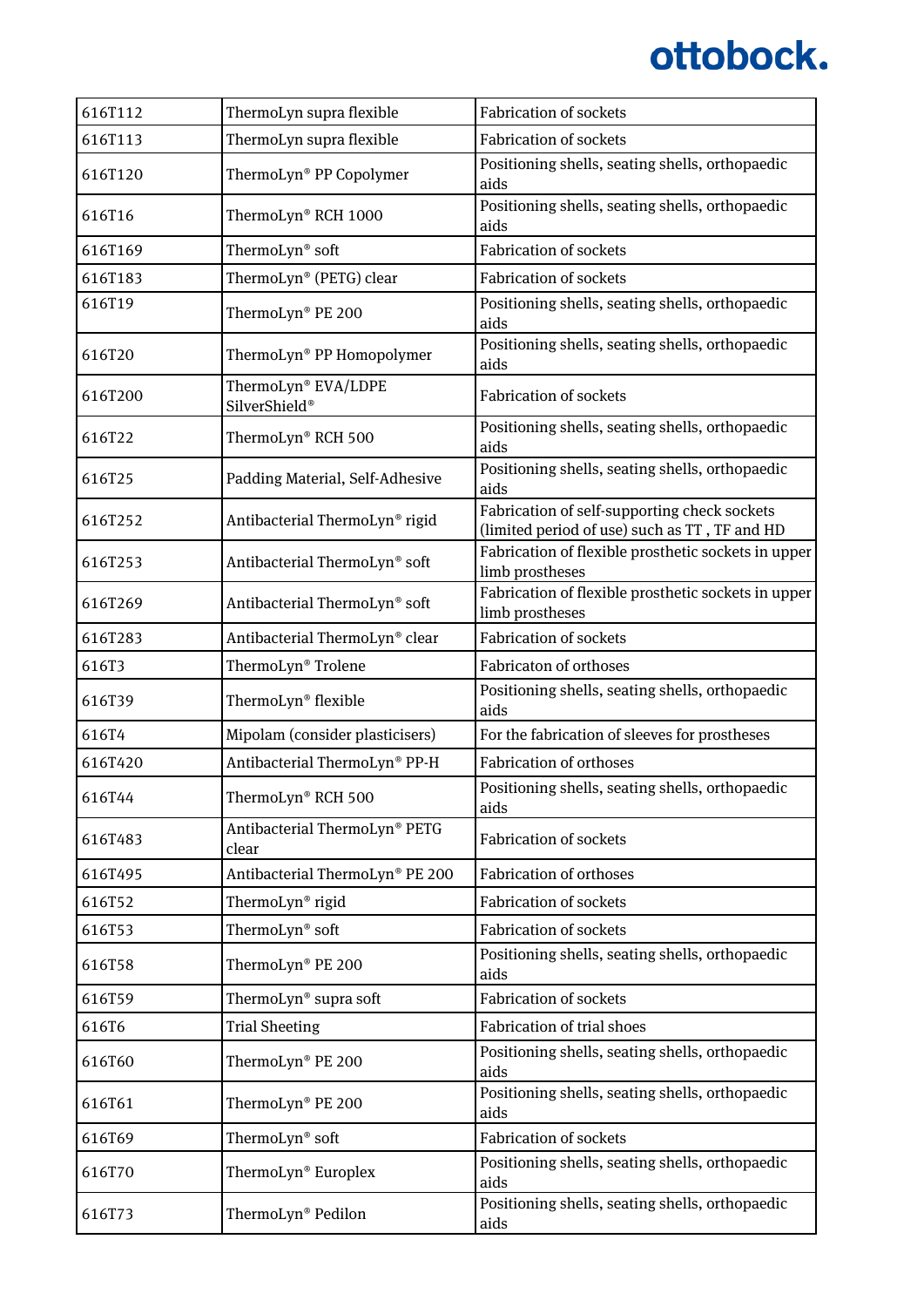| 616T112 | ThermoLyn supra flexible | Fabrication of sockets |
|---|---|---|
| 616T113 | ThermoLyn supra flexible | Fabrication of sockets |
| 616T120 | ThermoLyn® PP Copolymer | Positioning shells, seating shells, orthopaedic aids |
| 616T16 | ThermoLyn® RCH 1000 | Positioning shells, seating shells, orthopaedic aids |
| 616T169 | ThermoLyn® soft | Fabrication of sockets |
| 616T183 | ThermoLyn® (PETG) clear | Fabrication of sockets |
| 616T19 | ThermoLyn® PE 200 | Positioning shells, seating shells, orthopaedic aids |
| 616T20 | ThermoLyn® PP Homopolymer | Positioning shells, seating shells, orthopaedic aids |
| 616T200 | ThermoLyn® EVA/LDPE SilverShield® | Fabrication of sockets |
| 616T22 | ThermoLyn® RCH 500 | Positioning shells, seating shells, orthopaedic aids |
| 616T25 | Padding Material, Self-Adhesive | Positioning shells, seating shells, orthopaedic aids |
| 616T252 | Antibacterial ThermoLyn® rigid | Fabrication of self-supporting check sockets (limited period of use) such as TT , TF and HD |
| 616T253 | Antibacterial ThermoLyn® soft | Fabrication of flexible prosthetic sockets in upper limb prostheses |
| 616T269 | Antibacterial ThermoLyn® soft | Fabrication of flexible prosthetic sockets in upper limb prostheses |
| 616T283 | Antibacterial ThermoLyn® clear | Fabrication of sockets |
| 616T3 | ThermoLyn® Trolene | Fabricaton of orthoses |
| 616T39 | ThermoLyn® flexible | Positioning shells, seating shells, orthopaedic aids |
| 616T4 | Mipolam (consider plasticisers) | For the fabrication of sleeves for prostheses |
| 616T420 | Antibacterial ThermoLyn® PP-H | Fabrication of orthoses |
| 616T44 | ThermoLyn® RCH 500 | Positioning shells, seating shells, orthopaedic aids |
| 616T483 | Antibacterial ThermoLyn® PETG clear | Fabrication of sockets |
| 616T495 | Antibacterial ThermoLyn® PE 200 | Fabrication of orthoses |
| 616T52 | ThermoLyn® rigid | Fabrication of sockets |
| 616T53 | ThermoLyn® soft | Fabrication of sockets |
| 616T58 | ThermoLyn® PE 200 | Positioning shells, seating shells, orthopaedic aids |
| 616T59 | ThermoLyn® supra soft | Fabrication of sockets |
| 616T6 | Trial Sheeting | Fabrication of trial shoes |
| 616T60 | ThermoLyn® PE 200 | Positioning shells, seating shells, orthopaedic aids |
| 616T61 | ThermoLyn® PE 200 | Positioning shells, seating shells, orthopaedic aids |
| 616T69 | ThermoLyn® soft | Fabrication of sockets |
| 616T70 | ThermoLyn® Europlex | Positioning shells, seating shells, orthopaedic aids |
| 616T73 | ThermoLyn® Pedilon | Positioning shells, seating shells, orthopaedic aids |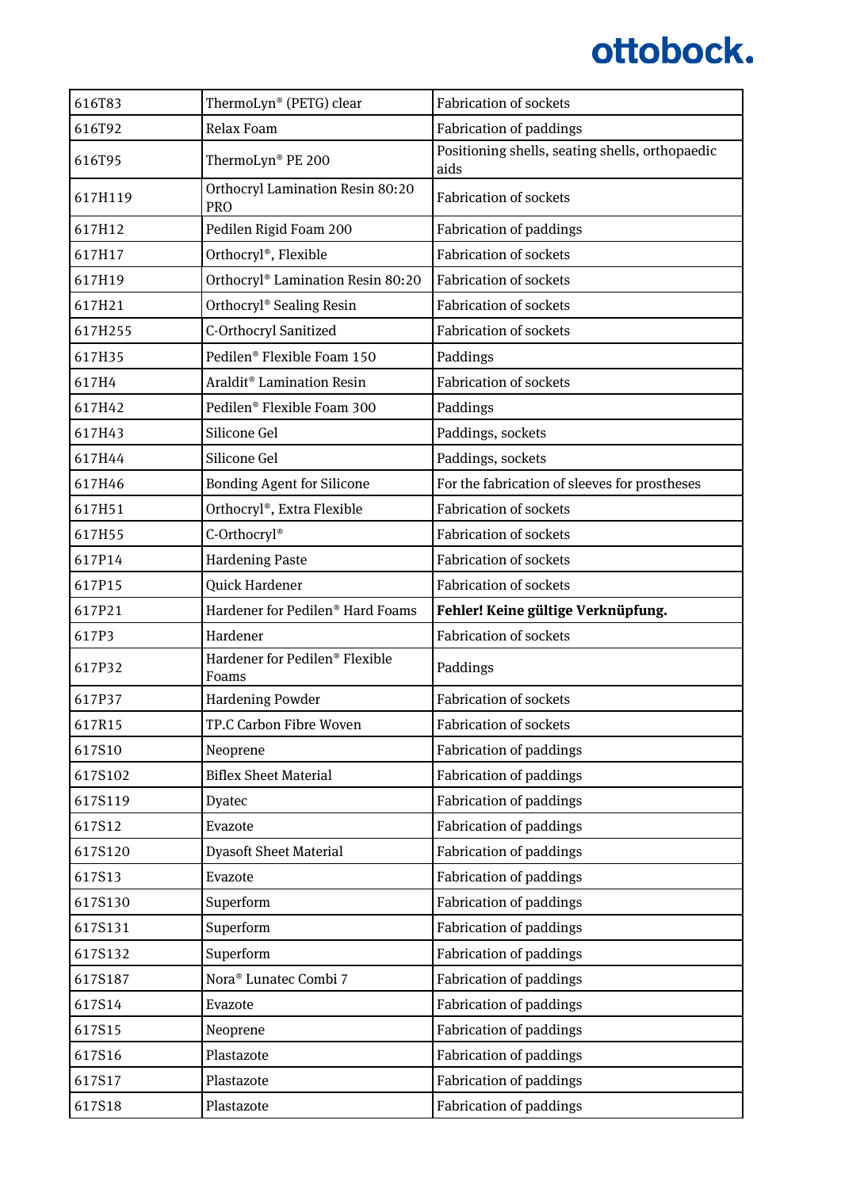| 616T83 | ThermoLyn® (PETG) clear | Fabrication of sockets |
|---|---|---|
| 616T92 | Relax Foam | Fabrication of paddings |
| 616T95 | ThermoLyn® PE 200 | Positioning shells, seating shells, orthopaedic aids |
| 617H119 | Orthocryl Lamination Resin 80:20 PRO | Fabrication of sockets |
| 617H12 | Pedilen Rigid Foam 200 | Fabrication of paddings |
| 617H17 | Orthocryl®, Flexible | Fabrication of sockets |
| 617H19 | Orthocryl® Lamination Resin 80:20 | Fabrication of sockets |
| 617H21 | Orthocryl® Sealing Resin | Fabrication of sockets |
| 617H255 | C-Orthocryl Sanitized | Fabrication of sockets |
| 617H35 | Pedilen® Flexible Foam 150 | Paddings |
| 617H4 | Araldit® Lamination Resin | Fabrication of sockets |
| 617H42 | Pedilen® Flexible Foam 300 | Paddings |
| 617H43 | Silicone Gel | Paddings, sockets |
| 617H44 | Silicone Gel | Paddings, sockets |
| 617H46 | Bonding Agent for Silicone | For the fabrication of sleeves for prostheses |
| 617H51 | Orthocryl®, Extra Flexible | Fabrication of sockets |
| 617H55 | C-Orthocryl® | Fabrication of sockets |
| 617P14 | Hardening Paste | Fabrication of sockets |
| 617P15 | Quick Hardener | Fabrication of sockets |
| 617P21 | Hardener for Pedilen® Hard Foams | **Fehler! Keine gültige Verknüpfung.** |
| 617P3 | Hardener | Fabrication of sockets |
| 617P32 | Hardener for Pedilen® Flexible Foams | Paddings |
| 617P37 | Hardening Powder | Fabrication of sockets |
| 617R15 | TP.C Carbon Fibre Woven | Fabrication of sockets |
| 617S10 | Neoprene | Fabrication of paddings |
| 617S102 | Biflex Sheet Material | Fabrication of paddings |
| 617S119 | Dyatec | Fabrication of paddings |
| 617S12 | Evazote | Fabrication of paddings |
| 617S120 | Dyasoft Sheet Material | Fabrication of paddings |
| 617S13 | Evazote | Fabrication of paddings |
| 617S130 | Superform | Fabrication of paddings |
| 617S131 | Superform | Fabrication of paddings |
| 617S132 | Superform | Fabrication of paddings |
| 617S187 | Nora® Lunatec Combi 7 | Fabrication of paddings |
| 617S14 | Evazote | Fabrication of paddings |
| 617S15 | Neoprene | Fabrication of paddings |
| 617S16 | Plastazote | Fabrication of paddings |
| 617S17 | Plastazote | Fabrication of paddings |
| 617S18 | Plastazote | Fabrication of paddings |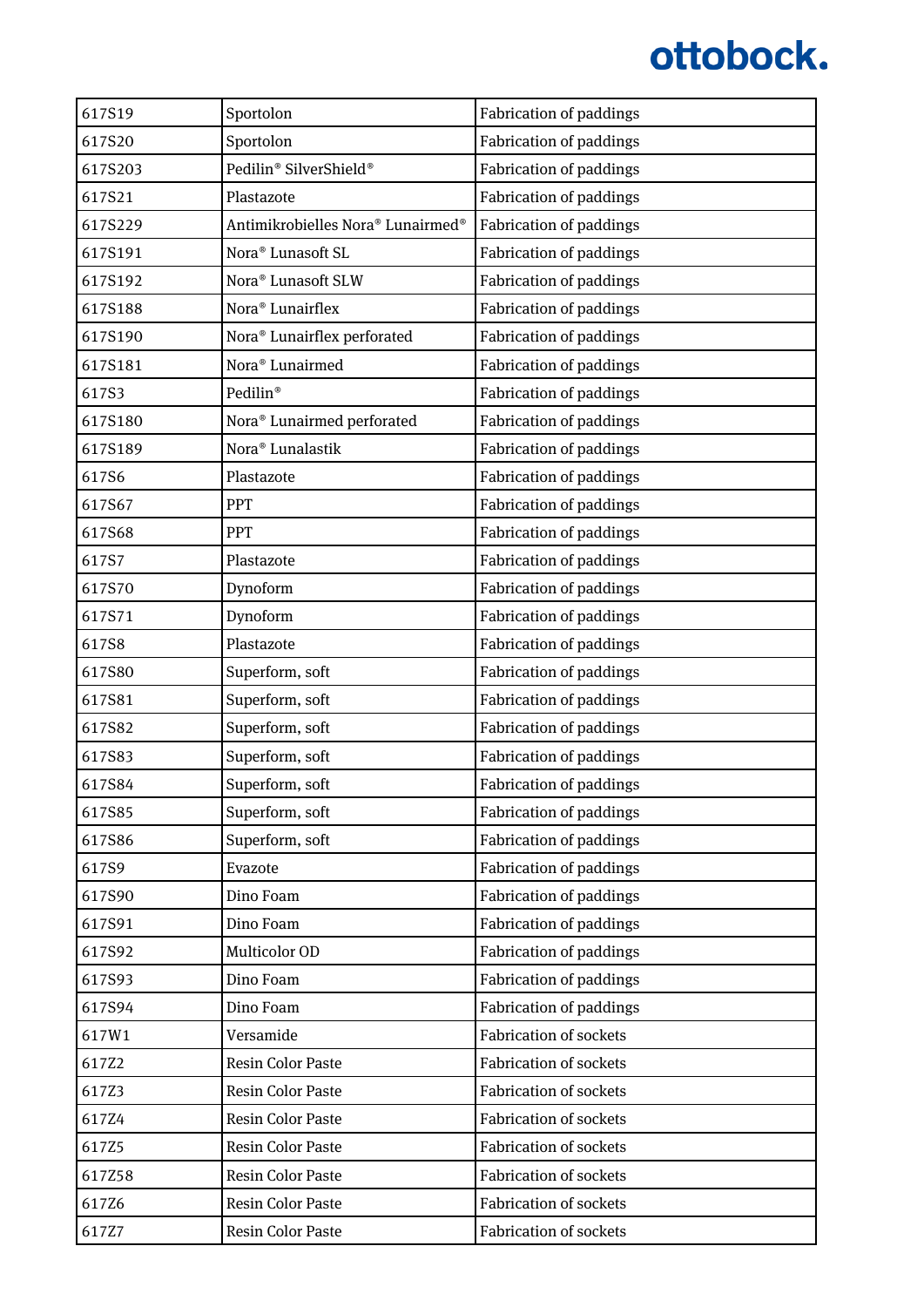| | | |
|---|---|---|
| 617S19 | Sportolon | Fabrication of paddings |
| 617S20 | Sportolon | Fabrication of paddings |
| 617S203 | Pedilin® SilverShield® | Fabrication of paddings |
| 617S21 | Plastazote | Fabrication of paddings |
| 617S229 | Antimikrobielles Nora® Lunairmed® | Fabrication of paddings |
| 617S191 | Nora® Lunasoft SL | Fabrication of paddings |
| 617S192 | Nora® Lunasoft SLW | Fabrication of paddings |
| 617S188 | Nora® Lunairflex | Fabrication of paddings |
| 617S190 | Nora® Lunairflex perforated | Fabrication of paddings |
| 617S181 | Nora® Lunairmed | Fabrication of paddings |
| 617S3 | Pedilin® | Fabrication of paddings |
| 617S180 | Nora® Lunairmed perforated | Fabrication of paddings |
| 617S189 | Nora® Lunalastik | Fabrication of paddings |
| 617S6 | Plastazote | Fabrication of paddings |
| 617S67 | PPT | Fabrication of paddings |
| 617S68 | PPT | Fabrication of paddings |
| 617S7 | Plastazote | Fabrication of paddings |
| 617S70 | Dynoform | Fabrication of paddings |
| 617S71 | Dynoform | Fabrication of paddings |
| 617S8 | Plastazote | Fabrication of paddings |
| 617S80 | Superform, soft | Fabrication of paddings |
| 617S81 | Superform, soft | Fabrication of paddings |
| 617S82 | Superform, soft | Fabrication of paddings |
| 617S83 | Superform, soft | Fabrication of paddings |
| 617S84 | Superform, soft | Fabrication of paddings |
| 617S85 | Superform, soft | Fabrication of paddings |
| 617S86 | Superform, soft | Fabrication of paddings |
| 617S9 | Evazote | Fabrication of paddings |
| 617S90 | Dino Foam | Fabrication of paddings |
| 617S91 | Dino Foam | Fabrication of paddings |
| 617S92 | Multicolor OD | Fabrication of paddings |
| 617S93 | Dino Foam | Fabrication of paddings |
| 617S94 | Dino Foam | Fabrication of paddings |
| 617W1 | Versamide | Fabrication of sockets |
| 617Z2 | Resin Color Paste | Fabrication of sockets |
| 617Z3 | Resin Color Paste | Fabrication of sockets |
| 617Z4 | Resin Color Paste | Fabrication of sockets |
| 617Z5 | Resin Color Paste | Fabrication of sockets |
| 617Z58 | Resin Color Paste | Fabrication of sockets |
| 617Z6 | Resin Color Paste | Fabrication of sockets |
| 617Z7 | Resin Color Paste | Fabrication of sockets |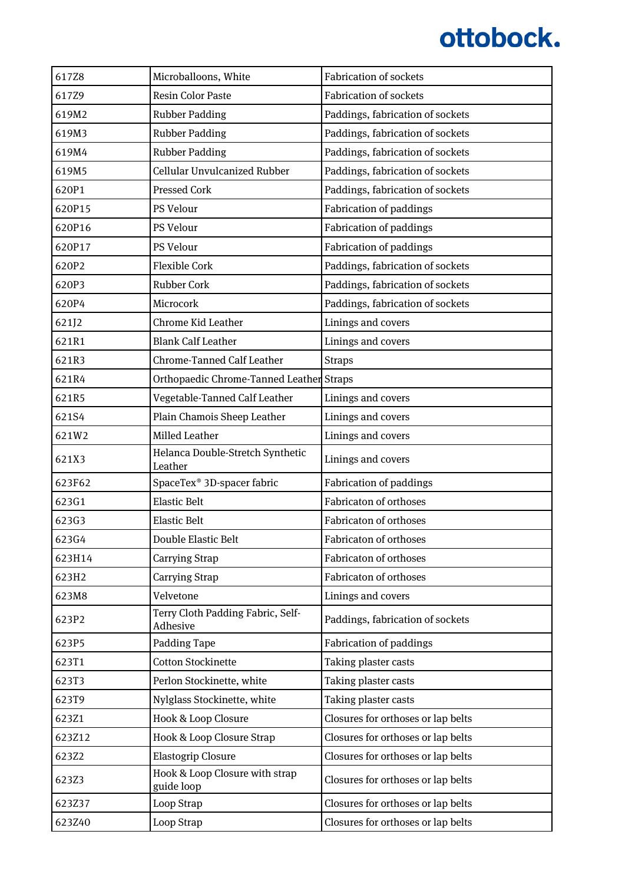| | | |
|---|---|---|
| 617Z8 | Microballoons, White | Fabrication of sockets |
| 617Z9 | Resin Color Paste | Fabrication of sockets |
| 619M2 | Rubber Padding | Paddings, fabrication of sockets |
| 619M3 | Rubber Padding | Paddings, fabrication of sockets |
| 619M4 | Rubber Padding | Paddings, fabrication of sockets |
| 619M5 | Cellular Unvulcanized Rubber | Paddings, fabrication of sockets |
| 620P1 | Pressed Cork | Paddings, fabrication of sockets |
| 620P15 | PS Velour | Fabrication of paddings |
| 620P16 | PS Velour | Fabrication of paddings |
| 620P17 | PS Velour | Fabrication of paddings |
| 620P2 | Flexible Cork | Paddings, fabrication of sockets |
| 620P3 | Rubber Cork | Paddings, fabrication of sockets |
| 620P4 | Microcork | Paddings, fabrication of sockets |
| 621J2 | Chrome Kid Leather | Linings and covers |
| 621R1 | Blank Calf Leather | Linings and covers |
| 621R3 | Chrome-Tanned Calf Leather | Straps |
| 621R4 | Orthopaedic Chrome-Tanned Leather | Straps |
| 621R5 | Vegetable-Tanned Calf Leather | Linings and covers |
| 621S4 | Plain Chamois Sheep Leather | Linings and covers |
| 621W2 | Milled Leather | Linings and covers |
| 621X3 | Helanca Double-Stretch Synthetic Leather | Linings and covers |
| 623F62 | SpaceTex® 3D-spacer fabric | Fabrication of paddings |
| 623G1 | Elastic Belt | Fabricaton of orthoses |
| 623G3 | Elastic Belt | Fabricaton of orthoses |
| 623G4 | Double Elastic Belt | Fabricaton of orthoses |
| 623H14 | Carrying Strap | Fabricaton of orthoses |
| 623H2 | Carrying Strap | Fabricaton of orthoses |
| 623M8 | Velvetone | Linings and covers |
| 623P2 | Terry Cloth Padding Fabric, Self-Adhesive | Paddings, fabrication of sockets |
| 623P5 | Padding Tape | Fabrication of paddings |
| 623T1 | Cotton Stockinette | Taking plaster casts |
| 623T3 | Perlon Stockinette, white | Taking plaster casts |
| 623T9 | Nylglass Stockinette, white | Taking plaster casts |
| 623Z1 | Hook & Loop Closure | Closures for orthoses or lap belts |
| 623Z12 | Hook & Loop Closure Strap | Closures for orthoses or lap belts |
| 623Z2 | Elastogrip Closure | Closures for orthoses or lap belts |
| 623Z3 | Hook & Loop Closure with strap guide loop | Closures for orthoses or lap belts |
| 623Z37 | Loop Strap | Closures for orthoses or lap belts |
| 623Z40 | Loop Strap | Closures for orthoses or lap belts |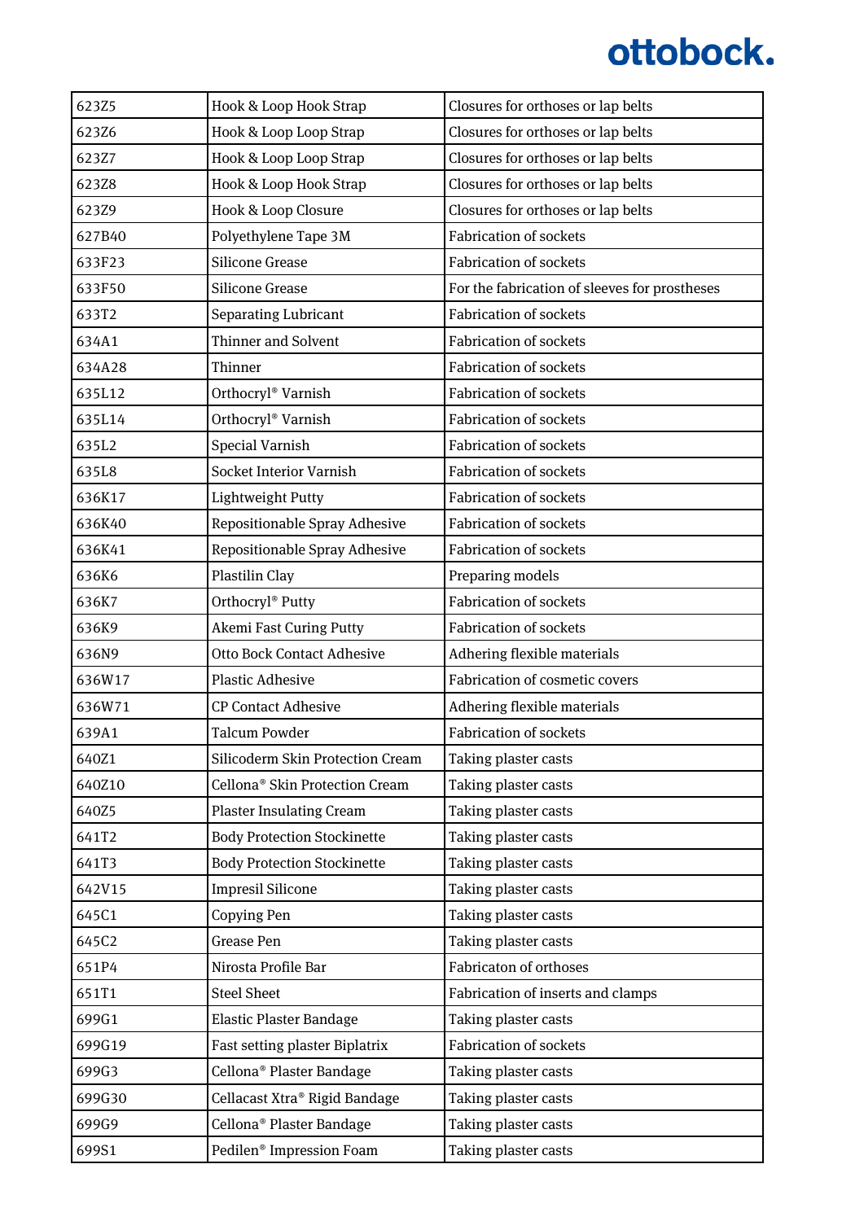| | | |
|---|---|---|
| 623Z5 | Hook & Loop Hook Strap | Closures for orthoses or lap belts |
| 623Z6 | Hook & Loop Loop Strap | Closures for orthoses or lap belts |
| 623Z7 | Hook & Loop Loop Strap | Closures for orthoses or lap belts |
| 623Z8 | Hook & Loop Hook Strap | Closures for orthoses or lap belts |
| 623Z9 | Hook & Loop Closure | Closures for orthoses or lap belts |
| 627B40 | Polyethylene Tape 3M | Fabrication of sockets |
| 633F23 | Silicone Grease | Fabrication of sockets |
| 633F50 | Silicone Grease | For the fabrication of sleeves for prostheses |
| 633T2 | Separating Lubricant | Fabrication of sockets |
| 634A1 | Thinner and Solvent | Fabrication of sockets |
| 634A28 | Thinner | Fabrication of sockets |
| 635L12 | Orthocryl® Varnish | Fabrication of sockets |
| 635L14 | Orthocryl® Varnish | Fabrication of sockets |
| 635L2 | Special Varnish | Fabrication of sockets |
| 635L8 | Socket Interior Varnish | Fabrication of sockets |
| 636K17 | Lightweight Putty | Fabrication of sockets |
| 636K40 | Repositionable Spray Adhesive | Fabrication of sockets |
| 636K41 | Repositionable Spray Adhesive | Fabrication of sockets |
| 636K6 | Plastilin Clay | Preparing models |
| 636K7 | Orthocryl® Putty | Fabrication of sockets |
| 636K9 | Akemi Fast Curing Putty | Fabrication of sockets |
| 636N9 | Otto Bock Contact Adhesive | Adhering flexible materials |
| 636W17 | Plastic Adhesive | Fabrication of cosmetic covers |
| 636W71 | CP Contact Adhesive | Adhering flexible materials |
| 639A1 | Talcum Powder | Fabrication of sockets |
| 640Z1 | Silicoderm Skin Protection Cream | Taking plaster casts |
| 640Z10 | Cellona® Skin Protection Cream | Taking plaster casts |
| 640Z5 | Plaster Insulating Cream | Taking plaster casts |
| 641T2 | Body Protection Stockinette | Taking plaster casts |
| 641T3 | Body Protection Stockinette | Taking plaster casts |
| 642V15 | Impresil Silicone | Taking plaster casts |
| 645C1 | Copying Pen | Taking plaster casts |
| 645C2 | Grease Pen | Taking plaster casts |
| 651P4 | Nirosta Profile Bar | Fabricaton of orthoses |
| 651T1 | Steel Sheet | Fabrication of inserts and clamps |
| 699G1 | Elastic Plaster Bandage | Taking plaster casts |
| 699G19 | Fast setting plaster Biplatrix | Fabrication of sockets |
| 699G3 | Cellona® Plaster Bandage | Taking plaster casts |
| 699G30 | Cellacast Xtra® Rigid Bandage | Taking plaster casts |
| 699G9 | Cellona® Plaster Bandage | Taking plaster casts |
| 699S1 | Pedilen® Impression Foam | Taking plaster casts |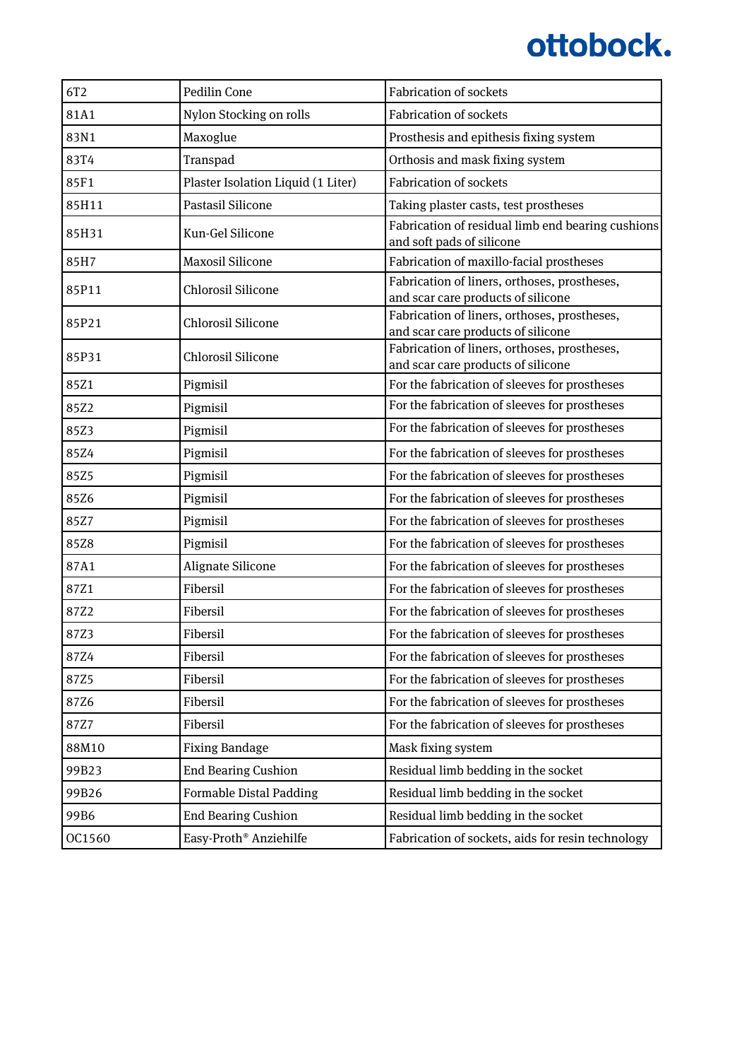| | | |
|---|---|---|
| 6T2 | Pedilin Cone | Fabrication of sockets |
| 81A1 | Nylon Stocking on rolls | Fabrication of sockets |
| 83N1 | Maxoglue | Prosthesis and epithesis fixing system |
| 83T4 | Transpad | Orthosis and mask fixing system |
| 85F1 | Plaster Isolation Liquid (1 Liter) | Fabrication of sockets |
| 85H11 | Pastasil Silicone | Taking plaster casts, test prostheses |
| 85H31 | Kun-Gel Silicone | Fabrication of residual limb end bearing cushions and soft pads of silicone |
| 85H7 | Maxosil Silicone | Fabrication of maxillo-facial prostheses |
| 85P11 | Chlorosil Silicone | Fabrication of liners, orthoses, prostheses, and scar care products of silicone |
| 85P21 | Chlorosil Silicone | Fabrication of liners, orthoses, prostheses, and scar care products of silicone |
| 85P31 | Chlorosil Silicone | Fabrication of liners, orthoses, prostheses, and scar care products of silicone |
| 85Z1 | Pigmisil | For the fabrication of sleeves for prostheses |
| 85Z2 | Pigmisil | For the fabrication of sleeves for prostheses |
| 85Z3 | Pigmisil | For the fabrication of sleeves for prostheses |
| 85Z4 | Pigmisil | For the fabrication of sleeves for prostheses |
| 85Z5 | Pigmisil | For the fabrication of sleeves for prostheses |
| 85Z6 | Pigmisil | For the fabrication of sleeves for prostheses |
| 85Z7 | Pigmisil | For the fabrication of sleeves for prostheses |
| 85Z8 | Pigmisil | For the fabrication of sleeves for prostheses |
| 87A1 | Alignate Silicone | For the fabrication of sleeves for prostheses |
| 87Z1 | Fibersil | For the fabrication of sleeves for prostheses |
| 87Z2 | Fibersil | For the fabrication of sleeves for prostheses |
| 87Z3 | Fibersil | For the fabrication of sleeves for prostheses |
| 87Z4 | Fibersil | For the fabrication of sleeves for prostheses |
| 87Z5 | Fibersil | For the fabrication of sleeves for prostheses |
| 87Z6 | Fibersil | For the fabrication of sleeves for prostheses |
| 87Z7 | Fibersil | For the fabrication of sleeves for prostheses |
| 88M10 | Fixing Bandage | Mask fixing system |
| 99B23 | End Bearing Cushion | Residual limb bedding in the socket |
| 99B26 | Formable Distal Padding | Residual limb bedding in the socket |
| 99B6 | End Bearing Cushion | Residual limb bedding in the socket |
| OC1560 | Easy-Proth® Anziehilfe | Fabrication of sockets, aids for resin technology |